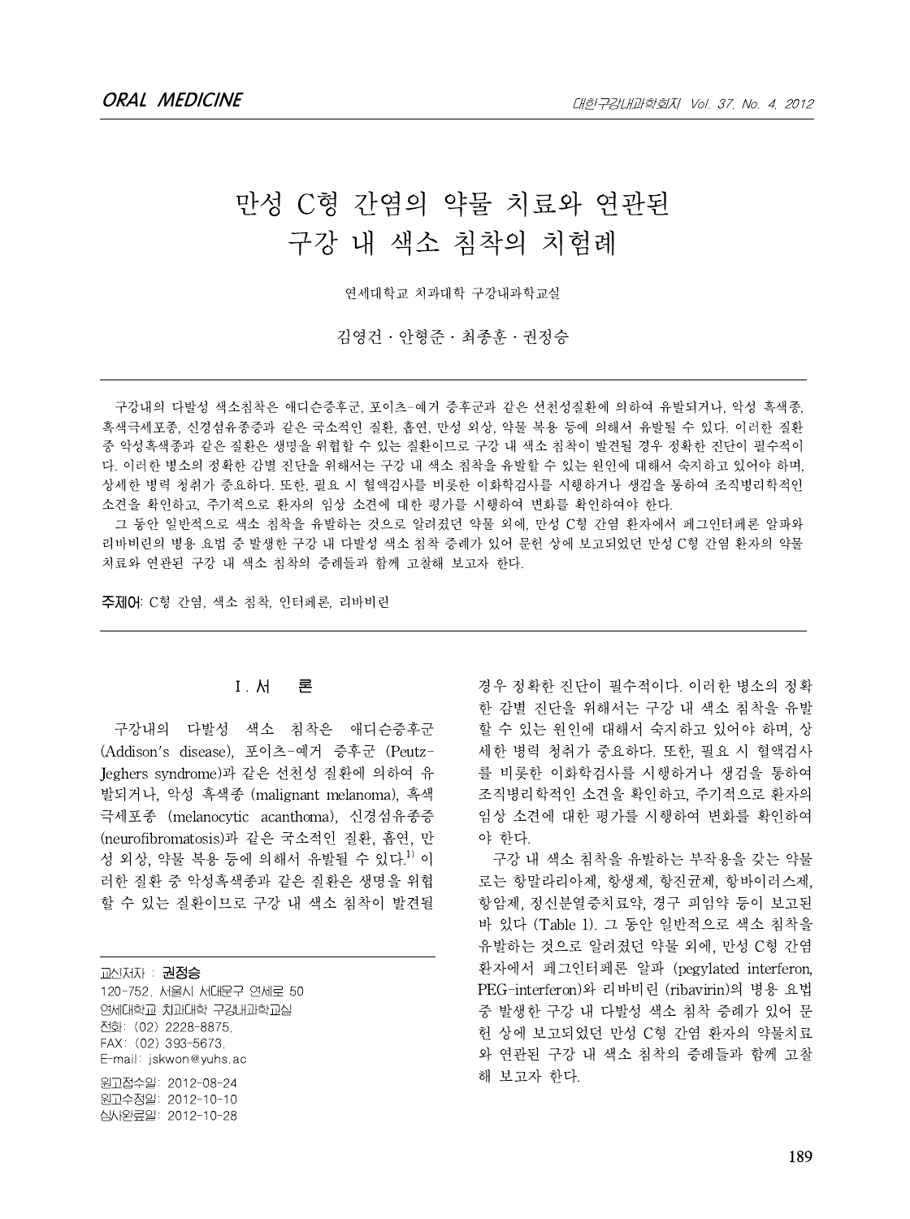# 만성 C형 간염의 약물 치료와 연관된 구강 내 색소 침착의 치험례

연세대학교 치과대학 구강내과학교실

김영건 · 안형준 · 최종훈 · 권정승

구강내의 다발성 색소침착은 애디슨증후군, 포이츠-예거 증후군과 같은 선천성질환에 의하여 유발되거나, 악성 흑색종, 흑색극세포종, 신경섬유종증과 같은 국소적인 질환, 흡연, 만성 외상, 약물 복용 등에 의해서 유발될 수 있다. 이러한 질환 중 악성흑색종과 같은 질환은 생명을 위협할 수 있는 질환이므로 구강 내 색소 침착이 발견될 경우 정확한 진단이 필수적이다. 이러한 병소의 정확한 감별 진단을 위해서는 구강 내 색소 침착을 유발할 수 있는 원인에 대해서 숙지하고 있어야 하며, 상세한 병력 청취가 중요하다. 또한, 필요 시 혈액검사를 비롯한 이화학검사를 시행하거나 생검을 통하여 조직병리학적인 소견을 확인하고, 주기적으로 환자의 임상 소견에 대한 평가를 시행하여 변화를 확인하여야 한다.

그 동안 일반적으로 색소 침착을 유발하는 것으로 알려졌던 약물 외에, 만성 C형 간염 환자에서 페그인터페론 알파와 리바비린의 병용 요법 중 발생한 구강 내 다발성 색소 침착 증례가 있어 문헌 상에 보고되었던 만성 C형 간염 환자의 약물 치료와 연관된 구강 내 색소 침착의 증례들과 함께 고찰해 보고자 한다.

**주제어**: C형 간염, 색소 침착, 인터페론, 리바비린

## I. 서 론

구강내의 다발성 색소 침착은 애디슨증후군 (Addison's disease), 포이츠-예거 증후군 (Peutz-Jeghers syndrome)과 같은 선천성 질환에 의하여 유발되거나, 악성 흑색종 (malignant melanoma), 흑색 극세포종 (melanocytic acanthoma), 신경섬유종증 (neurofibromatosis)과 같은 국소적인 질환, 흡연, 만성 외상, 약물 복용 등에 의해서 유발될 수 있다.[1] 이러한 질환 중 악성흑색종과 같은 질환은 생명을 위협할 수 있는 질환이므로 구강 내 색소 침착이 발견될 경우 정확한 진단이 필수적이다. 이러한 병소의 정확한 감별 진단을 위해서는 구강 내 색소 침착을 유발할 수 있는 원인에 대해서 숙지하고 있어야 하며, 상세한 병력 청취가 중요하다. 또한, 필요 시 혈액검사를 비롯한 이화학검사를 시행하거나 생검을 통하여 조직병리학적인 소견을 확인하고, 주기적으로 환자의 임상 소견에 대한 평가를 시행하여 변화를 확인하여야 한다.

구강 내 색소 침착을 유발하는 부작용을 갖는 약물로는 항말라리아제, 항생제, 항진균제, 항바이러스제, 항암제, 정신분열증치료약, 경구 피임약 등이 보고된 바 있다 (Table 1). 그 동안 일반적으로 색소 침착을 유발하는 것으로 알려졌던 약물 외에, 만성 C형 간염 환자에서 페그인터페론 알파 (pegylated interferon, PEG-interferon)와 리바비린 (ribavirin)의 병용 요법 중 발생한 구강 내 다발성 색소 침착 증례가 있어 문헌 상에 보고되었던 만성 C형 간염 환자의 약물치료와 연관된 구강 내 색소 침착의 증례들과 함께 고찰해 보고자 한다.

교신저자 : **권정승**
120-752, 서울시 서대문구 연세로 50
연세대학교 치과대학 구강내과학교실
전화: (02) 2228-8875,
FAX: (02) 393-5673,
E-mail: jskwon@yuhs.ac

원고접수일: 2012-08-24
원고수정일: 2012-10-10
심사완료일: 2012-10-28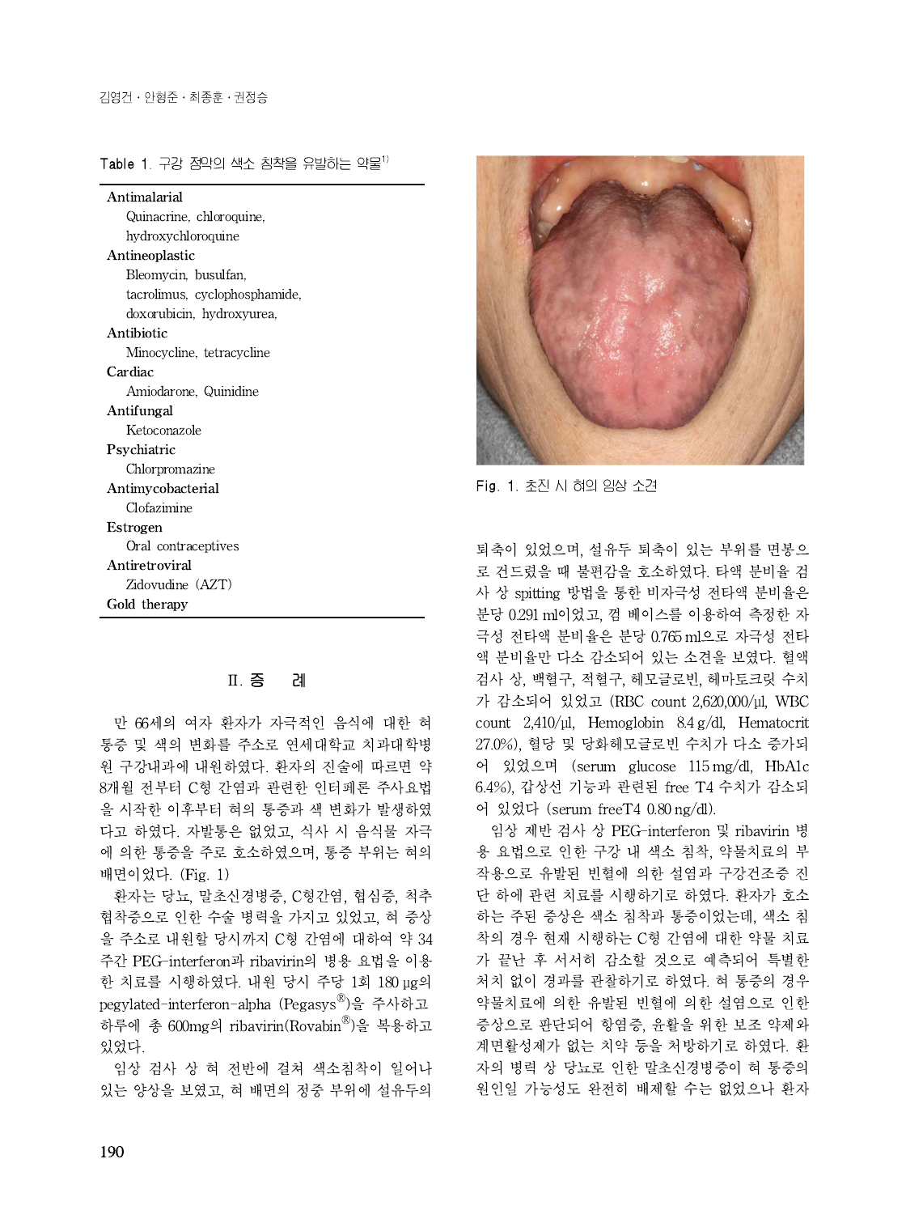Table 1. 구강 점막의 색소 침착을 유발하는 약물[1)]

| |
|---|
| **Antimalarial** |
| Quinacrine, chloroquine, hydroxychloroquine |
| **Antineoplastic** |
| Bleomycin, busulfan, tacrolimus, cyclophosphamide, doxorubicin, hydroxyurea, |
| **Antibiotic** |
| Minocycline, tetracycline |
| **Cardiac** |
| Amiodarone, Quinidine |
| **Antifungal** |
| Ketoconazole |
| **Psychiatric** |
| Chlorpromazine |
| **Antimycobacterial** |
| Clofazimine |
| **Estrogen** |
| Oral contraceptives |
| **Antiretroviral** |
| Zidovudine (AZT) |
| **Gold therapy** |

## II. 증 례

만 66세의 여자 환자가 자극적인 음식에 대한 혀 통증 및 색의 변화를 주소로 연세대학교 치과대학병원 구강내과에 내원하였다. 환자의 진술에 따르면 약 8개월 전부터 C형 간염과 관련한 인터페론 주사요법을 시작한 이후부터 혀의 통증과 색 변화가 발생하였다고 하였다. 자발통은 없었고, 식사 시 음식물 자극에 의한 통증을 주로 호소하였으며, 통증 부위는 혀의 배면이었다. (Fig. 1)

환자는 당뇨, 말초신경병증, C형간염, 협심증, 척추협착증으로 인한 수술 병력을 가지고 있었고, 혀 증상을 주소로 내원할 당시까지 C형 간염에 대하여 약 34주간 PEG-interferon과 ribavirin의 병용 요법을 이용한 치료를 시행하였다. 내원 당시 주당 1회 180 µg의 pegylated-interferon-alpha (Pegasys®)을 주사하고 하루에 총 600mg의 ribavirin(Rovabin®)을 복용하고 있었다.

임상 검사 상 혀 전반에 걸쳐 색소침착이 일어나 있는 양상을 보였고, 혀 배면의 정중 부위에 설유두의

Fig. 1. 초진 시 혀의 임상 소견

퇴축이 있었으며, 설유두 퇴축이 있는 부위를 면봉으로 건드렸을 때 불편감을 호소하였다. 타액 분비율 검사 상 spitting 방법을 통한 비자극성 전타액 분비율은 분당 0.291 ml이었고, 껌 베이스를 이용하여 측정한 자극성 전타액 분비율은 분당 0.765 ml으로 자극성 전타액 분비율만 다소 감소되어 있는 소견을 보였다. 혈액 검사 상, 백혈구, 적혈구, 헤모글로빈, 헤마토크릿 수치가 감소되어 있었고 (RBC count 2,620,000/µl, WBC count 2,410/µl, Hemoglobin 8.4 g/dl, Hematocrit 27.0%), 혈당 및 당화헤모글로빈 수치가 다소 증가되어 있었으며 (serum glucose 115 mg/dl, HbA1c 6.4%), 갑상선 기능과 관련된 free T4 수치가 감소되어 있었다 (serum freeT4 0.80 ng/dl).

임상 제반 검사 상 PEG-interferon 및 ribavirin 병용 요법으로 인한 구강 내 색소 침착, 약물치료의 부작용으로 유발된 빈혈에 의한 설염과 구강건조증 진단 하에 관련 치료를 시행하기로 하였다. 환자가 호소하는 주된 증상은 색소 침착과 통증이었는데, 색소 침착의 경우 현재 시행하는 C형 간염에 대한 약물 치료가 끝난 후 서서히 감소할 것으로 예측되어 특별한 처치 없이 경과를 관찰하기로 하였다. 혀 통증의 경우 약물치료에 의한 유발된 빈혈에 의한 설염으로 인한 증상으로 판단되어 항염증, 윤활을 위한 보조 약제와 계면활성제가 없는 치약 등을 처방하기로 하였다. 환자의 병력 상 당뇨로 인한 말초신경병증이 혀 통증의 원인일 가능성도 완전히 배제할 수는 없었으나 환자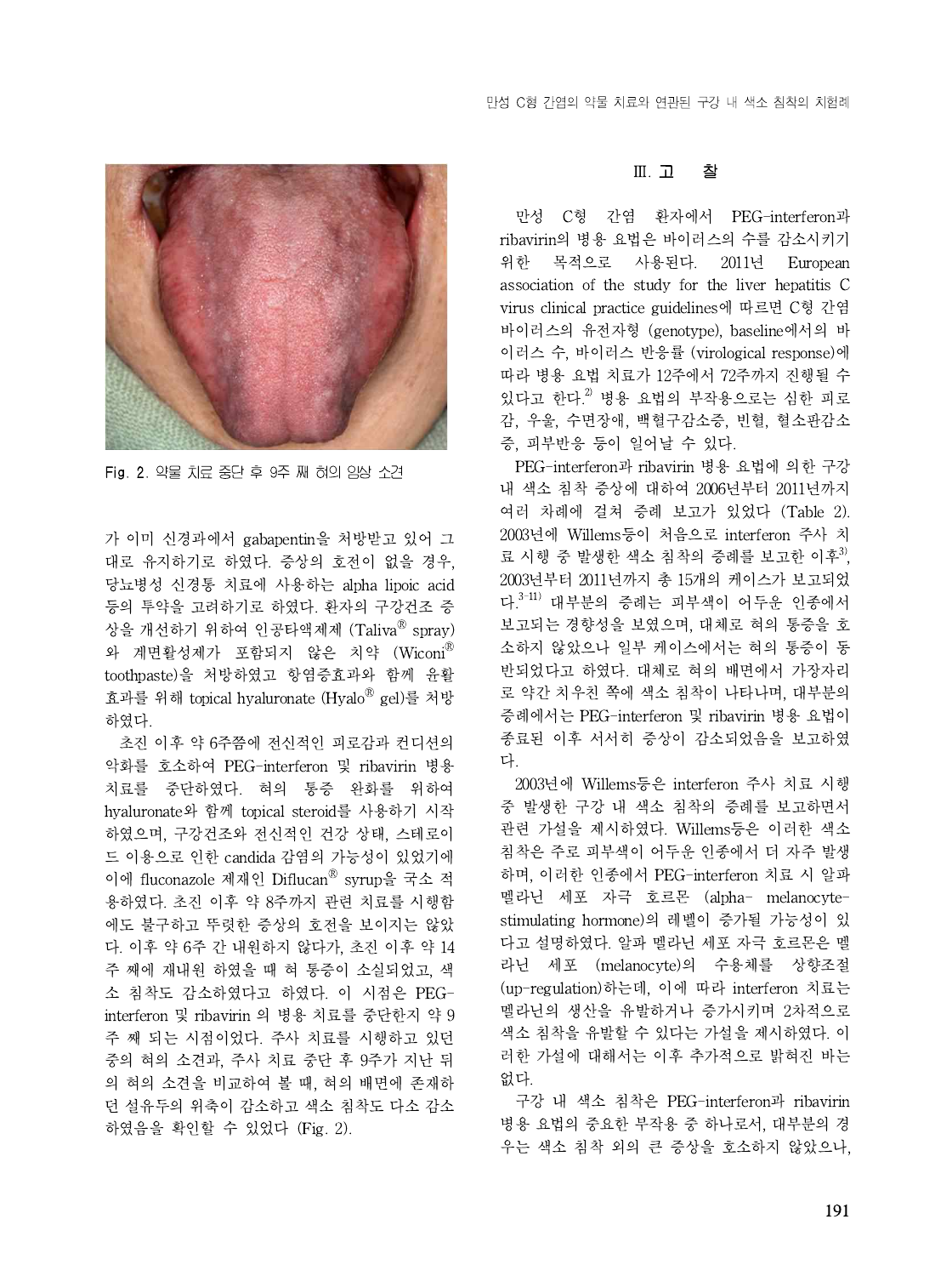Fig. 2. 약물 치료 중단 후 9주 째 혀의 임상 소견

가 이미 신경과에서 gabapentin을 처방받고 있어 그대로 유지하기로 하였다. 증상의 호전이 없을 경우, 당뇨병성 신경통 치료에 사용하는 alpha lipoic acid 등의 투약을 고려하기로 하였다. 환자의 구강건조 증상을 개선하기 위하여 인공타액제제 (Taliva® spray)와 계면활성제가 포함되지 않은 치약 (Wiconi® toothpaste)을 처방하였고 항염증효과와 함께 윤활효과를 위해 topical hyaluronate (Hyalo® gel)를 처방하였다.

초진 이후 약 6주쯤에 전신적인 피로감과 컨디션의 악화를 호소하여 PEG-interferon 및 ribavirin 병용 치료를 중단하였다. 혀의 통증 완화를 위하여 hyaluronate와 함께 topical steroid를 사용하기 시작하였으며, 구강건조와 전신적인 건강 상태, 스테로이드 이용으로 인한 candida 감염의 가능성이 있었기에 이에 fluconazole 제재인 Diflucan® syrup을 국소 적용하였다. 초진 이후 약 8주까지 관련 치료를 시행함에도 불구하고 뚜렷한 증상의 호전을 보이지는 않았다. 이후 약 6주 간 내원하지 않다가, 초진 이후 약 14주 째에 재내원 하였을 때 혀 통증이 소실되었고, 색소 침착도 감소하였다고 하였다. 이 시점은 PEG-interferon 및 ribavirin 의 병용 치료를 중단한지 약 9주 째 되는 시점이었다. 주사 치료를 시행하고 있던 중의 혀의 소견과, 주사 치료 중단 후 9주가 지난 뒤의 혀의 소견을 비교하여 볼 때, 혀의 배면에 존재하던 설유두의 위축이 감소하고 색소 침착도 다소 감소하였음을 확인할 수 있었다 (Fig. 2).

## III. 고 찰

만성 C형 간염 환자에서 PEG-interferon과 ribavirin의 병용 요법은 바이러스의 수를 감소시키기 위한 목적으로 사용된다. 2011년 European association of the study for the liver hepatitis C virus clinical practice guidelines에 따르면 C형 간염 바이러스의 유전자형 (genotype), baseline에서의 바이러스 수, 바이러스 반응률 (virological response)에 따라 병용 요법 치료가 12주에서 72주까지 진행될 수 있다고 한다.[2] 병용 요법의 부작용으로는 심한 피로감, 우울, 수면장애, 백혈구감소증, 빈혈, 혈소판감소증, 피부반응 등이 일어날 수 있다.

PEG-interferon과 ribavirin 병용 요법에 의한 구강 내 색소 침착 증상에 대하여 2006년부터 2011년까지 여러 차례에 걸쳐 증례 보고가 있었다 (Table 2). 2003년에 Willems등이 처음으로 interferon 주사 치료 시행 중 발생한 색소 침착의 증례를 보고한 이후[3], 2003년부터 2011년까지 총 15개의 케이스가 보고되었다.[3-11] 대부분의 증례는 피부색이 어두운 인종에서 보고되는 경향성을 보였으며, 대체로 혀의 통증을 호소하지 않았으나 일부 케이스에서는 혀의 통증이 동반되었다고 하였다. 대체로 혀의 배면에서 가장자리로 약간 치우친 쪽에 색소 침착이 나타나며, 대부분의 증례에서는 PEG-interferon 및 ribavirin 병용 요법이 종료된 이후 서서히 증상이 감소되었음을 보고하였다.

2003년에 Willems등은 interferon 주사 치료 시행 중 발생한 구강 내 색소 침착의 증례를 보고하면서 관련 가설을 제시하였다. Willems등은 이러한 색소 침착은 주로 피부색이 어두운 인종에서 더 자주 발생하며, 이러한 인종에서 PEG-interferon 치료 시 알파 멜라닌 세포 자극 호르몬 (alpha- melanocyte-stimulating hormone)의 레벨이 증가될 가능성이 있다고 설명하였다. 알파 멜라닌 세포 자극 호르몬은 멜라닌 세포 (melanocyte)의 수용체를 상향조절 (up-regulation)하는데, 이에 따라 interferon 치료는 멜라닌의 생산을 유발하거나 증가시키며 2차적으로 색소 침착을 유발할 수 있다는 가설을 제시하였다. 이러한 가설에 대해서는 이후 추가적으로 밝혀진 바는 없다.

구강 내 색소 침착은 PEG-interferon과 ribavirin 병용 요법의 중요한 부작용 중 하나로서, 대부분의 경우는 색소 침착 외의 큰 증상을 호소하지 않았으나,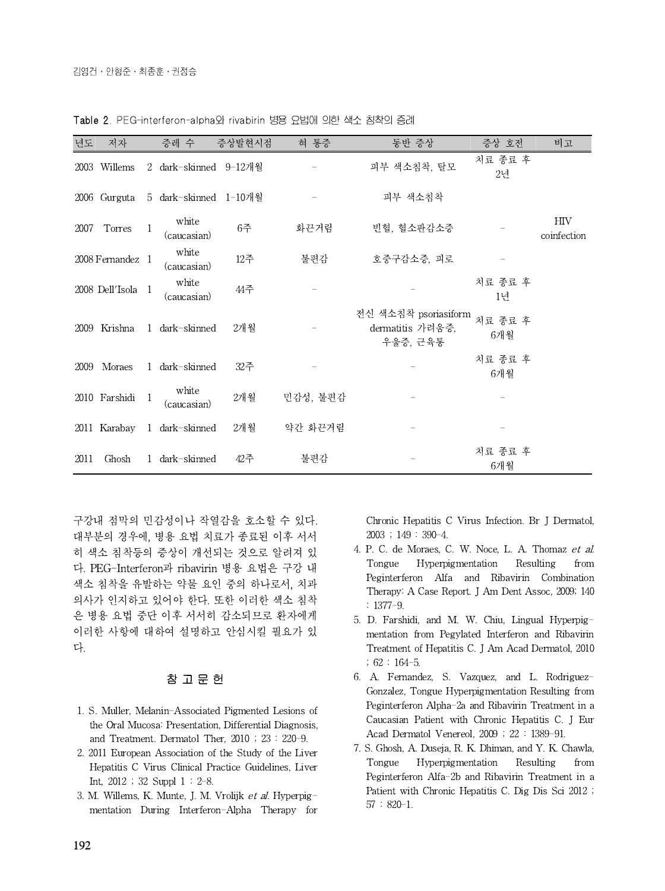Table 2. PEG-interferon-alpha와 rivabirin 병용 요법에 의한 색소 침착의 증례

| 년도 | 저자 | 증례 수 | | 증상발현시점 | 혀 통증 | 동반 증상 | 증상 호전 | 비고 |
|---|---|---|---|---|---|---|---|---|
| 2003 | Willems | 2 | dark-skinned | 9-12개월 | - | 피부 색소침착, 탈모 | 치료 종료 후 2년 | |
| 2006 | Gurguta | 5 | dark-skinned | 1-10개월 | - | 피부 색소침착 | | |
| 2007 | Torres | 1 | white (caucasian) | 6주 | 화끈거림 | 빈혈, 혈소판감소증 | - | HIV coinfection |
| 2008 | Fernandez | 1 | white (caucasian) | 12주 | 불편감 | 호중구감소증, 피로 | - | |
| 2008 | Dell'Isola | 1 | white (caucasian) | 44주 | - | - | 치료 종료 후 1년 | |
| 2009 | Krishna | 1 | dark-skinned | 2개월 | - | 전신 색소침착 psoriasiform dermatitis 가려움증, 우울증, 근육통 | 치료 종료 후 6개월 | |
| 2009 | Moraes | 1 | dark-skinned | 32주 | - | - | 치료 종료 후 6개월 | |
| 2010 | Farshidi | 1 | white (caucasian) | 2개월 | 민감성, 불편감 | - | - | |
| 2011 | Karabay | 1 | dark-skinned | 2개월 | 약간 화끈거림 | - | - | |
| 2011 | Ghosh | 1 | dark-skinned | 42주 | 불편감 | - | 치료 종료 후 6개월 | |

구강내 점막의 민감성이나 작열감을 호소할 수 있다. 대부분의 경우에, 병용 요법 치료가 종료된 이후 서서히 색소 침착등의 증상이 개선되는 것으로 알려져 있다. PEG-Interferon과 ribavirin 병용 요법은 구강 내 색소 침착을 유발하는 약물 요인 중의 하나로서, 치과의사가 인지하고 있어야 한다. 또한 이러한 색소 침착은 병용 요법 중단 이후 서서히 감소되므로 환자에게 이러한 사항에 대하여 설명하고 안심시킬 필요가 있다.

## 참 고 문 헌

1. S. Muller, Melanin-Associated Pigmented Lesions of the Oral Mucosa: Presentation, Differential Diagnosis, and Treatment. Dermatol Ther, 2010 ; 23 : 220-9.
2. 2011 European Association of the Study of the Liver Hepatitis C Virus Clinical Practice Guidelines, Liver Int, 2012 ; 32 Suppl 1 : 2-8.
3. M. Willems, K. Munte, J. M. Vrolijk *et al.* Hyperpigmentation During Interferon-Alpha Therapy for Chronic Hepatitis C Virus Infection. Br J Dermatol, 2003 ; 149 : 390-4.
4. P. C. de Moraes, C. W. Noce, L. A. Thomaz *et al.* Tongue Hyperpigmentation Resulting from Peginterferon Alfa and Ribavirin Combination Therapy: A Case Report. J Am Dent Assoc, 2009; 140 : 1377-9.
5. D. Farshidi, and M. W. Chiu, Lingual Hyperpigmentation from Pegylated Interferon and Ribavirin Treatment of Hepatitis C. J Am Acad Dermatol, 2010 ; 62 : 164-5.
6. A. Fernandez, S. Vazquez, and L. Rodriguez-Gonzalez, Tongue Hyperpigmentation Resulting from Peginterferon Alpha-2a and Ribavirin Treatment in a Caucasian Patient with Chronic Hepatitis C. J Eur Acad Dermatol Venereol, 2009 ; 22 : 1389-91.
7. S. Ghosh, A. Duseja, R. K. Dhiman, and Y. K. Chawla, Tongue Hyperpigmentation Resulting from Peginterferon Alfa-2b and Ribavirin Treatment in a Patient with Chronic Hepatitis C. Dig Dis Sci 2012 ; 57 : 820-1.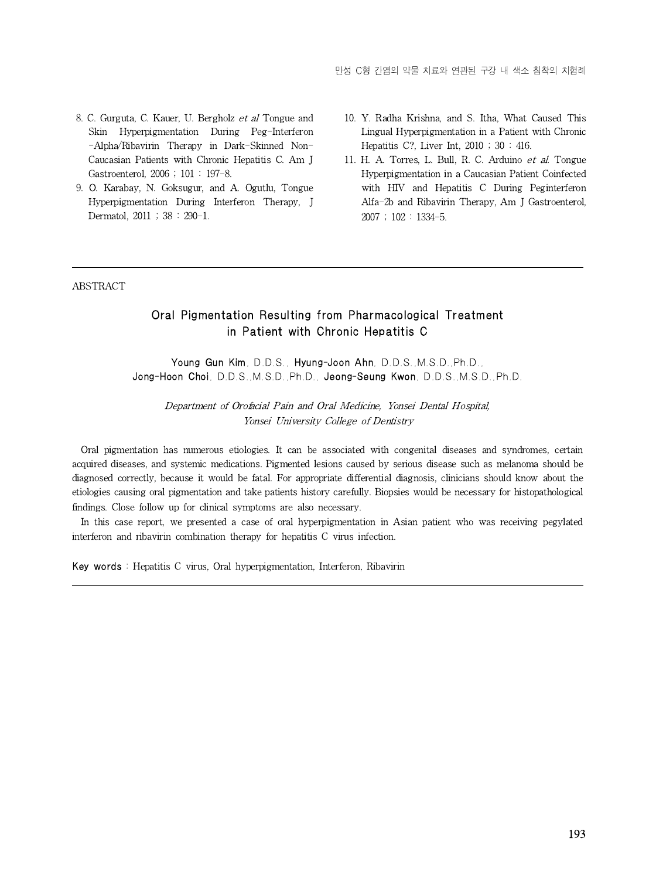8. C. Gurguta, C. Kauer, U. Bergholz *et al* Tongue and Skin Hyperpigmentation During Peg-Interferon-Alpha/Ribavirin Therapy in Dark-Skinned Non-Caucasian Patients with Chronic Hepatitis C. Am J Gastroenterol, 2006 ; 101 : 197-8.
9. O. Karabay, N. Goksugur, and A. Ogutlu, Tongue Hyperpigmentation During Interferon Therapy, J Dermatol, 2011 ; 38 : 290-1.
10. Y. Radha Krishna, and S. Itha, What Caused This Lingual Hyperpigmentation in a Patient with Chronic Hepatitis C?, Liver Int, 2010 ; 30 : 416.
11. H. A. Torres, L. Bull, R. C. Arduino *et al.* Tongue Hyperpigmentation in a Caucasian Patient Coinfected with HIV and Hepatitis C During Peginterferon Alfa-2b and Ribavirin Therapy, Am J Gastroenterol, 2007 ; 102 : 1334-5.

---

ABSTRACT

## Oral Pigmentation Resulting from Pharmacological Treatment in Patient with Chronic Hepatitis C

**Young Gun Kim**, D.D.S., **Hyung-Joon Ahn**, D.D.S.,M.S.D.,Ph.D., **Jong-Hoon Choi**, D.D.S.,M.S.D.,Ph.D., **Jeong-Seung Kwon**, D.D.S.,M.S.D.,Ph.D.

*Department of Orofacial Pain and Oral Medicine, Yonsei Dental Hospital, Yonsei University College of Dentistry*

Oral pigmentation has numerous etiologies. It can be associated with congenital diseases and syndromes, certain acquired diseases, and systemic medications. Pigmented lesions caused by serious disease such as melanoma should be diagnosed correctly, because it would be fatal. For appropriate differential diagnosis, clinicians should know about the etiologies causing oral pigmentation and take patients history carefully. Biopsies would be necessary for histopathological findings. Close follow up for clinical symptoms are also necessary.

In this case report, we presented a case of oral hyperpigmentation in Asian patient who was receiving pegylated interferon and ribavirin combination therapy for hepatitis C virus infection.

**Key words** : Hepatitis C virus, Oral hyperpigmentation, Interferon, Ribavirin

---